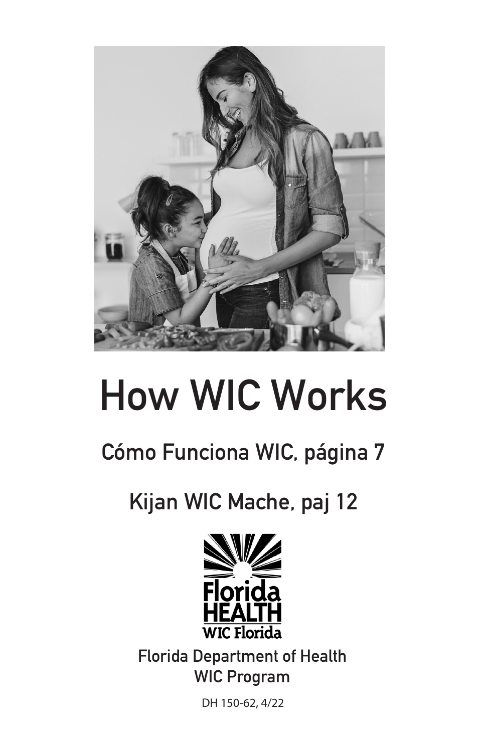# How WIC Works

## Cómo Funciona WIC, página 7

## Kijan WIC Mache, paj 12

Florida HEALTH

WIC Florida

Florida Department of Health
WIC Program

DH 150-62, 4/22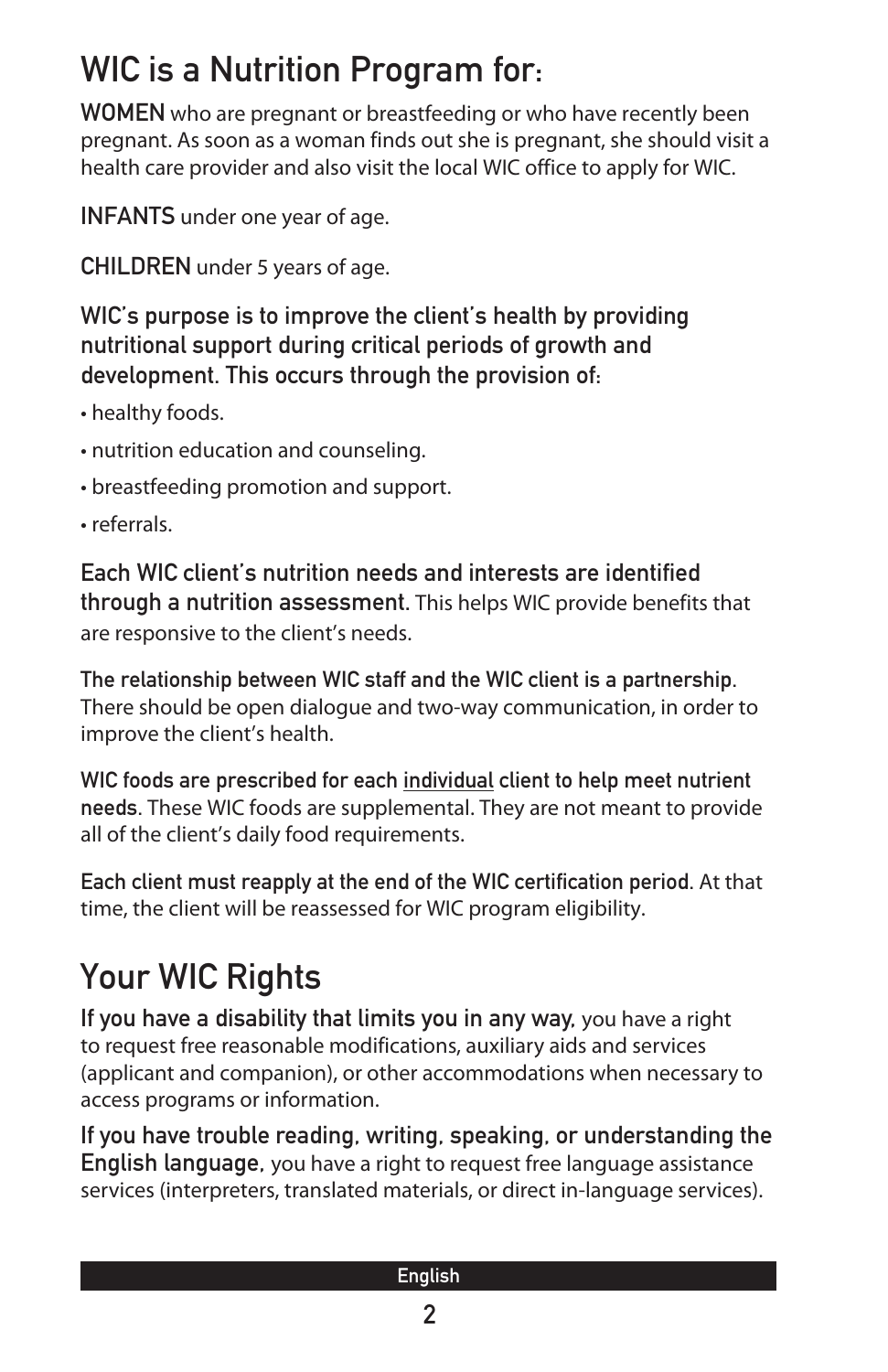# WIC is a Nutrition Program for:

**WOMEN** who are pregnant or breastfeeding or who have recently been pregnant. As soon as a woman finds out she is pregnant, she should visit a health care provider and also visit the local WIC office to apply for WIC.

**INFANTS** under one year of age.

**CHILDREN** under 5 years of age.

**WIC's purpose is to improve the client's health by providing nutritional support during critical periods of growth and development. This occurs through the provision of:**

- healthy foods.
- nutrition education and counseling.
- breastfeeding promotion and support.
- referrals.

**Each WIC client's nutrition needs and interests are identified through a nutrition assessment.** This helps WIC provide benefits that are responsive to the client's needs.

**The relationship between WIC staff and the WIC client is a partnership**. There should be open dialogue and two-way communication, in order to improve the client's health.

**WIC foods are prescribed for each <u>individual</u> client to help meet nutrient needs**. These WIC foods are supplemental. They are not meant to provide all of the client's daily food requirements.

**Each client must reapply at the end of the WIC certification period**. At that time, the client will be reassessed for WIC program eligibility.

# Your WIC Rights

**If you have a disability that limits you in any way**, you have a right to request free reasonable modifications, auxiliary aids and services (applicant and companion), or other accommodations when necessary to access programs or information.

**If you have trouble reading, writing, speaking, or understanding the English language**, you have a right to request free language assistance services (interpreters, translated materials, or direct in-language services).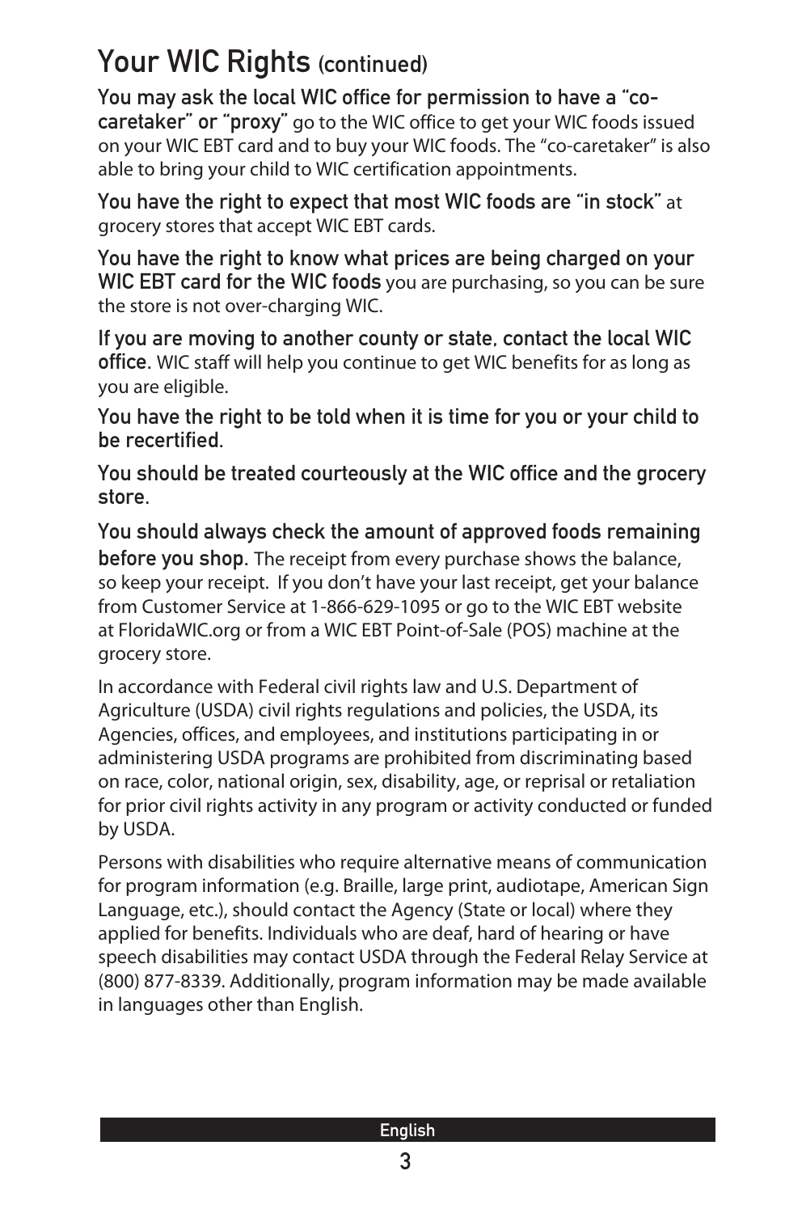## Your WIC Rights (continued)

**You may ask the local WIC office for permission to have a "co-caretaker" or "proxy"** go to the WIC office to get your WIC foods issued on your WIC EBT card and to buy your WIC foods. The "co-caretaker" is also able to bring your child to WIC certification appointments.

**You have the right to expect that most WIC foods are "in stock"** at grocery stores that accept WIC EBT cards.

**You have the right to know what prices are being charged on your WIC EBT card for the WIC foods** you are purchasing, so you can be sure the store is not over-charging WIC.

**If you are moving to another county or state, contact the local WIC office.** WIC staff will help you continue to get WIC benefits for as long as you are eligible.

**You have the right to be told when it is time for you or your child to be recertified.**

**You should be treated courteously at the WIC office and the grocery store.**

**You should always check the amount of approved foods remaining before you shop.** The receipt from every purchase shows the balance, so keep your receipt. If you don't have your last receipt, get your balance from Customer Service at 1-866-629-1095 or go to the WIC EBT website at FloridaWIC.org or from a WIC EBT Point-of-Sale (POS) machine at the grocery store.

In accordance with Federal civil rights law and U.S. Department of Agriculture (USDA) civil rights regulations and policies, the USDA, its Agencies, offices, and employees, and institutions participating in or administering USDA programs are prohibited from discriminating based on race, color, national origin, sex, disability, age, or reprisal or retaliation for prior civil rights activity in any program or activity conducted or funded by USDA.

Persons with disabilities who require alternative means of communication for program information (e.g. Braille, large print, audiotape, American Sign Language, etc.), should contact the Agency (State or local) where they applied for benefits. Individuals who are deaf, hard of hearing or have speech disabilities may contact USDA through the Federal Relay Service at (800) 877-8339. Additionally, program information may be made available in languages other than English.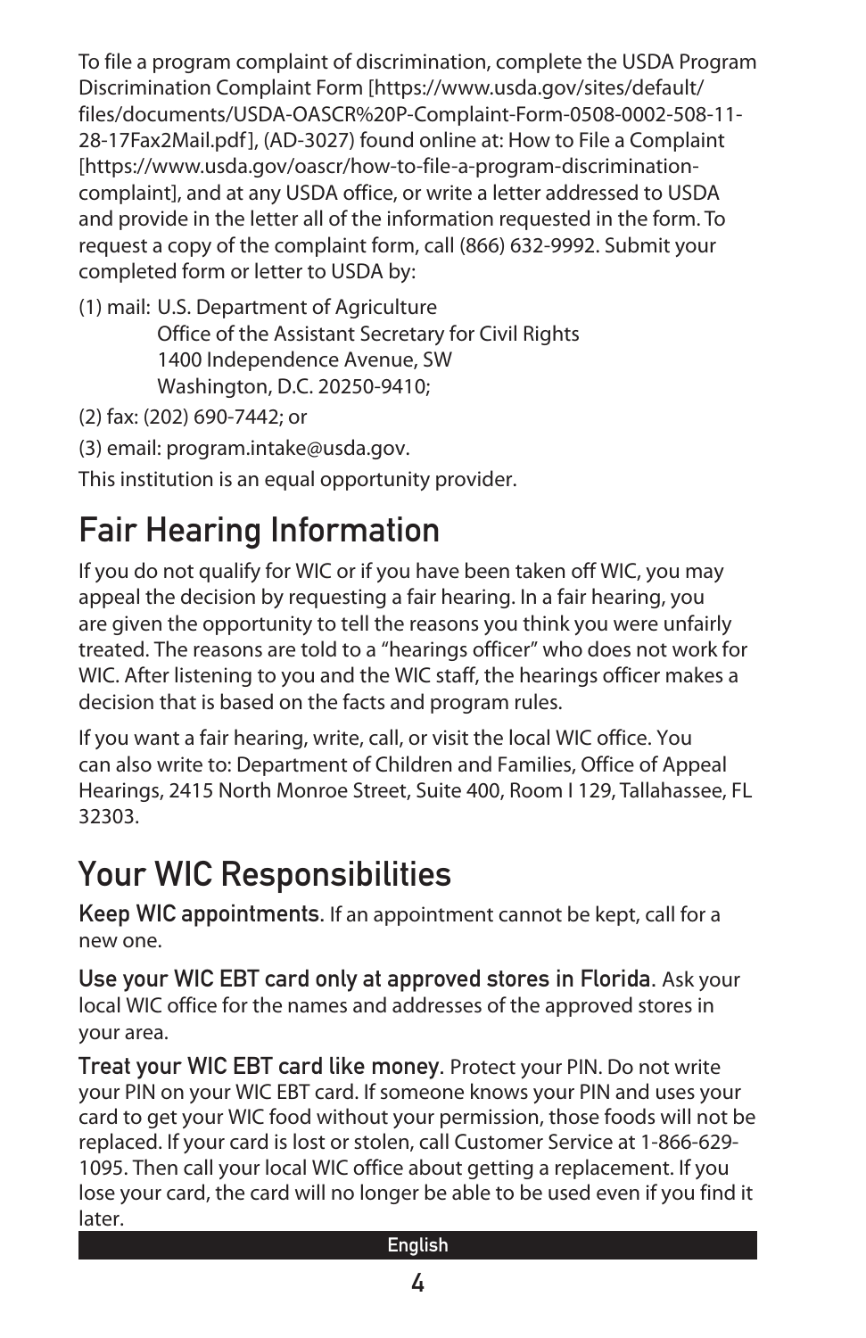To file a program complaint of discrimination, complete the USDA Program Discrimination Complaint Form [https://www.usda.gov/sites/default/files/documents/USDA-OASCR%20P-Complaint-Form-0508-0002-508-11-28-17Fax2Mail.pdf], (AD-3027) found online at: How to File a Complaint [https://www.usda.gov/oascr/how-to-file-a-program-discrimination-complaint], and at any USDA office, or write a letter addressed to USDA and provide in the letter all of the information requested in the form. To request a copy of the complaint form, call (866) 632-9992. Submit your completed form or letter to USDA by:

(1) mail: U.S. Department of Agriculture
Office of the Assistant Secretary for Civil Rights
1400 Independence Avenue, SW
Washington, D.C. 20250-9410;

(2) fax: (202) 690-7442; or

(3) email: program.intake@usda.gov.

This institution is an equal opportunity provider.

# Fair Hearing Information

If you do not qualify for WIC or if you have been taken off WIC, you may appeal the decision by requesting a fair hearing. In a fair hearing, you are given the opportunity to tell the reasons you think you were unfairly treated. The reasons are told to a "hearings officer" who does not work for WIC. After listening to you and the WIC staff, the hearings officer makes a decision that is based on the facts and program rules.

If you want a fair hearing, write, call, or visit the local WIC office. You can also write to: Department of Children and Families, Office of Appeal Hearings, 2415 North Monroe Street, Suite 400, Room I 129, Tallahassee, FL 32303.

# Your WIC Responsibilities

**Keep WIC appointments**. If an appointment cannot be kept, call for a new one.

**Use your WIC EBT card only at approved stores in Florida**. Ask your local WIC office for the names and addresses of the approved stores in your area.

**Treat your WIC EBT card like money**. Protect your PIN. Do not write your PIN on your WIC EBT card. If someone knows your PIN and uses your card to get your WIC food without your permission, those foods will not be replaced. If your card is lost or stolen, call Customer Service at 1-866-629-1095. Then call your local WIC office about getting a replacement. If you lose your card, the card will no longer be able to be used even if you find it later.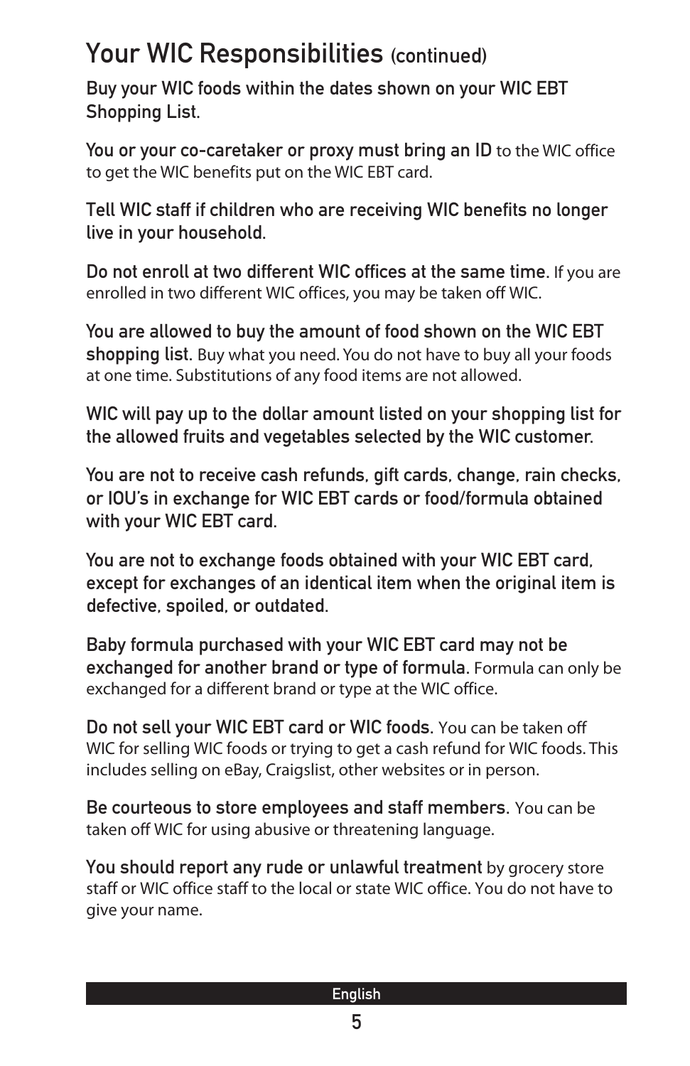## Your WIC Responsibilities (continued)

**Buy your WIC foods within the dates shown on your WIC EBT Shopping List.**

**You or your co-caretaker or proxy must bring an ID** to the WIC office to get the WIC benefits put on the WIC EBT card.

**Tell WIC staff if children who are receiving WIC benefits no longer live in your household.**

**Do not enroll at two different WIC offices at the same time.** If you are enrolled in two different WIC offices, you may be taken off WIC.

**You are allowed to buy the amount of food shown on the WIC EBT shopping list.** Buy what you need. You do not have to buy all your foods at one time. Substitutions of any food items are not allowed.

**WIC will pay up to the dollar amount listed on your shopping list for the allowed fruits and vegetables selected by the WIC customer.**

**You are not to receive cash refunds, gift cards, change, rain checks, or IOU's in exchange for WIC EBT cards or food/formula obtained with your WIC EBT card.**

**You are not to exchange foods obtained with your WIC EBT card, except for exchanges of an identical item when the original item is defective, spoiled, or outdated.**

**Baby formula purchased with your WIC EBT card may not be exchanged for another brand or type of formula.** Formula can only be exchanged for a different brand or type at the WIC office.

**Do not sell your WIC EBT card or WIC foods.** You can be taken off WIC for selling WIC foods or trying to get a cash refund for WIC foods. This includes selling on eBay, Craigslist, other websites or in person.

**Be courteous to store employees and staff members.** You can be taken off WIC for using abusive or threatening language.

**You should report any rude or unlawful treatment** by grocery store staff or WIC office staff to the local or state WIC office. You do not have to give your name.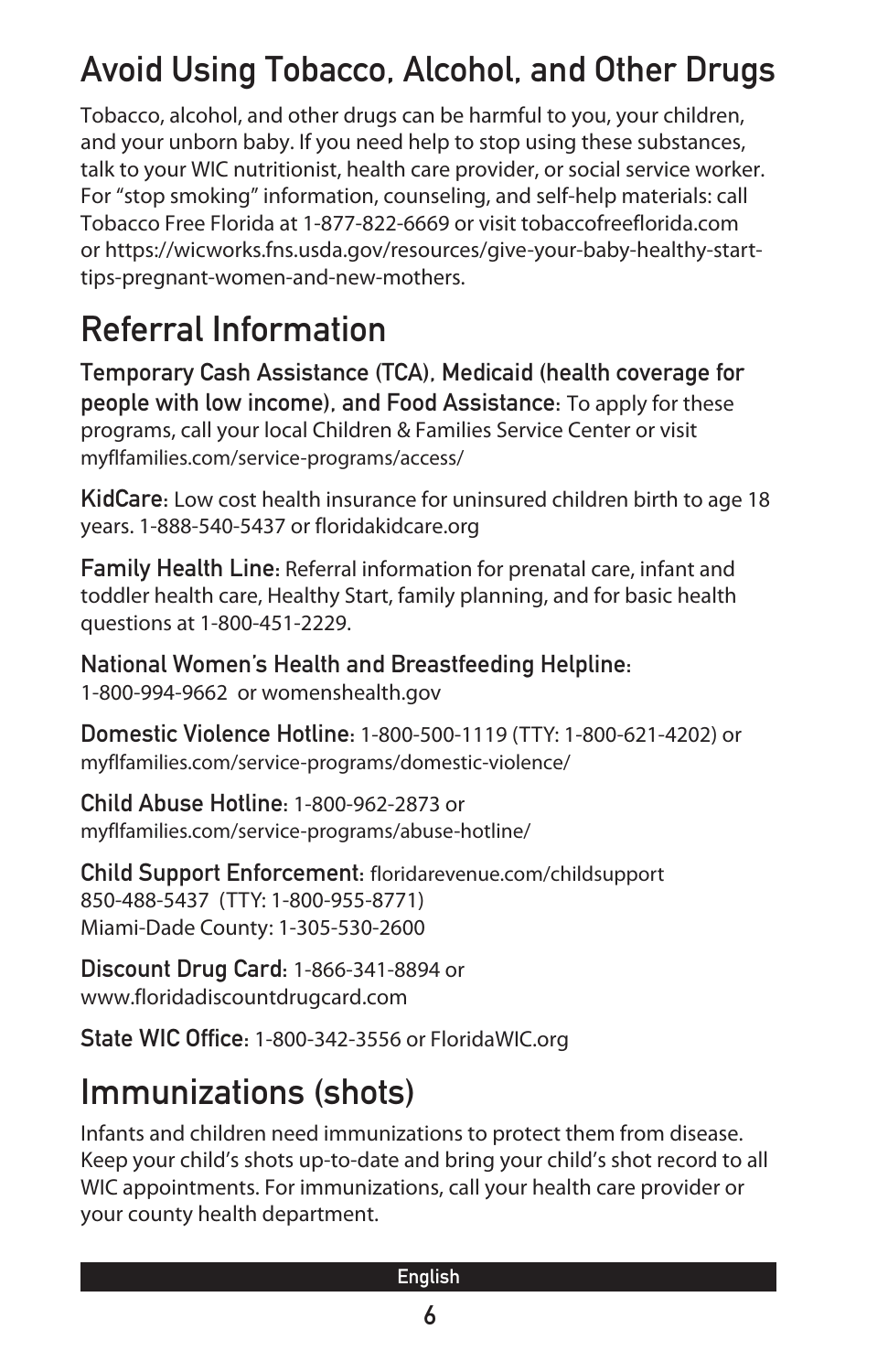## Avoid Using Tobacco, Alcohol, and Other Drugs

Tobacco, alcohol, and other drugs can be harmful to you, your children, and your unborn baby. If you need help to stop using these substances, talk to your WIC nutritionist, health care provider, or social service worker. For "stop smoking" information, counseling, and self-help materials: call Tobacco Free Florida at 1-877-822-6669 or visit tobaccofreeflorida.com or https://wicworks.fns.usda.gov/resources/give-your-baby-healthy-start-tips-pregnant-women-and-new-mothers.

## Referral Information

**Temporary Cash Assistance (TCA), Medicaid (health coverage for people with low income), and Food Assistance:** To apply for these programs, call your local Children & Families Service Center or visit myflfamilies.com/service-programs/access/

**KidCare:** Low cost health insurance for uninsured children birth to age 18 years. 1-888-540-5437 or floridakidcare.org

**Family Health Line:** Referral information for prenatal care, infant and toddler health care, Healthy Start, family planning, and for basic health questions at 1-800-451-2229.

**National Women's Health and Breastfeeding Helpline:**
1-800-994-9662 or womenshealth.gov

**Domestic Violence Hotline:** 1-800-500-1119 (TTY: 1-800-621-4202) or myflfamilies.com/service-programs/domestic-violence/

**Child Abuse Hotline:** 1-800-962-2873 or myflfamilies.com/service-programs/abuse-hotline/

**Child Support Enforcement:** floridarevenue.com/childsupport
850-488-5437 (TTY: 1-800-955-8771)
Miami-Dade County: 1-305-530-2600

**Discount Drug Card:** 1-866-341-8894 or www.floridadiscountdrugcard.com

**State WIC Office:** 1-800-342-3556 or FloridaWIC.org

## Immunizations (shots)

Infants and children need immunizations to protect them from disease. Keep your child's shots up-to-date and bring your child's shot record to all WIC appointments. For immunizations, call your health care provider or your county health department.

English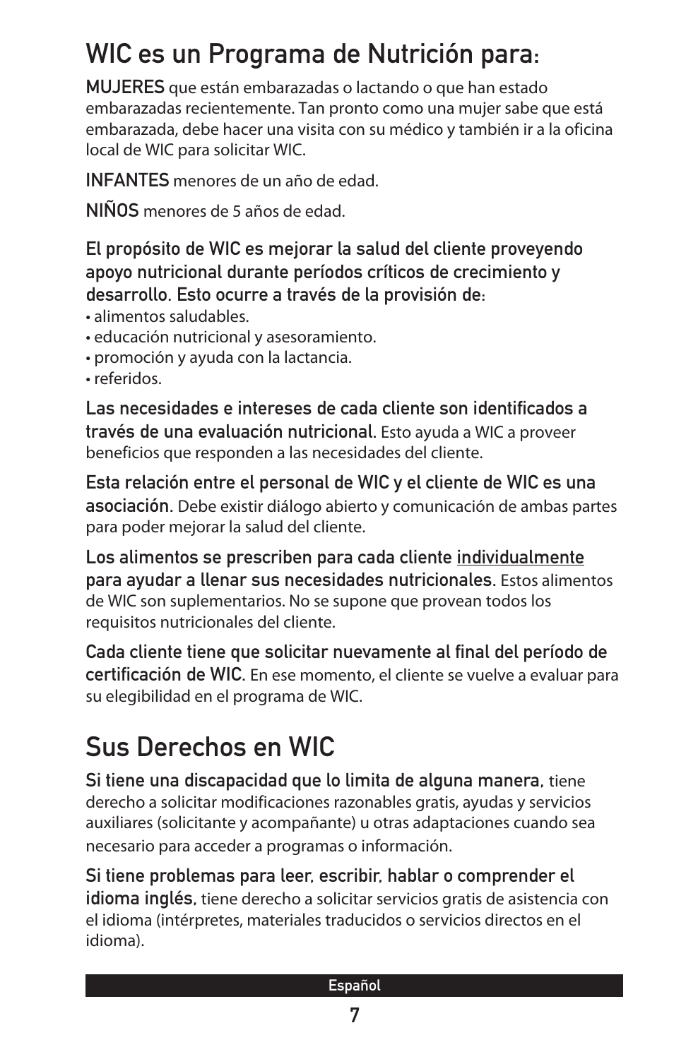# WIC es un Programa de Nutrición para:

**MUJERES** que están embarazadas o lactando o que han estado embarazadas recientemente. Tan pronto como una mujer sabe que está embarazada, debe hacer una visita con su médico y también ir a la oficina local de WIC para solicitar WIC.

**INFANTES** menores de un año de edad.

**NIÑOS** menores de 5 años de edad.

**El propósito de WIC es mejorar la salud del cliente proveyendo apoyo nutricional durante períodos críticos de crecimiento y desarrollo. Esto ocurre a través de la provisión de:**

- alimentos saludables.
- educación nutricional y asesoramiento.
- promoción y ayuda con la lactancia.
- referidos.

**Las necesidades e intereses de cada cliente son identificados a través de una evaluación nutricional.** Esto ayuda a WIC a proveer beneficios que responden a las necesidades del cliente.

**Esta relación entre el personal de WIC y el cliente de WIC es una asociación.** Debe existir diálogo abierto y comunicación de ambas partes para poder mejorar la salud del cliente.

**Los alimentos se prescriben para cada cliente <u>individualmente</u> para ayudar a llenar sus necesidades nutricionales.** Estos alimentos de WIC son suplementarios. No se supone que provean todos los requisitos nutricionales del cliente.

**Cada cliente tiene que solicitar nuevamente al final del período de certificación de WIC.** En ese momento, el cliente se vuelve a evaluar para su elegibilidad en el programa de WIC.

# Sus Derechos en WIC

**Si tiene una discapacidad que lo limita de alguna manera,** tiene derecho a solicitar modificaciones razonables gratis, ayudas y servicios auxiliares (solicitante y acompañante) u otras adaptaciones cuando sea necesario para acceder a programas o información.

**Si tiene problemas para leer, escribir, hablar o comprender el idioma inglés,** tiene derecho a solicitar servicios gratis de asistencia con el idioma (intérpretes, materiales traducidos o servicios directos en el idioma).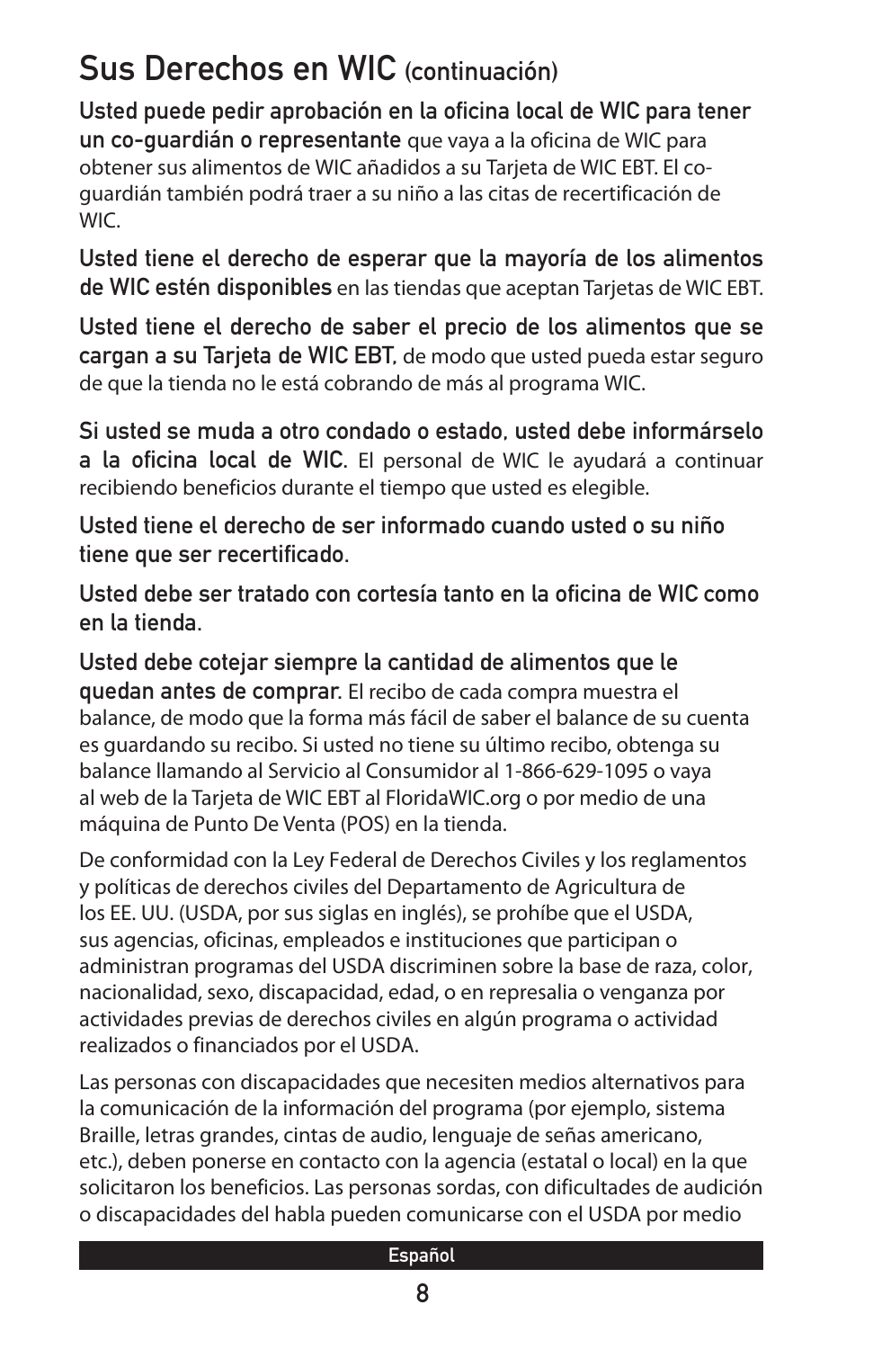# Sus Derechos en WIC (continuación)

**Usted puede pedir aprobación en la oficina local de WIC para tener un co-guardián o representante** que vaya a la oficina de WIC para obtener sus alimentos de WIC añadidos a su Tarjeta de WIC EBT. El co-guardián también podrá traer a su niño a las citas de recertificación de WIC.

**Usted tiene el derecho de esperar que la mayoría de los alimentos de WIC estén disponibles** en las tiendas que aceptan Tarjetas de WIC EBT.

**Usted tiene el derecho de saber el precio de los alimentos que se cargan a su Tarjeta de WIC EBT**, de modo que usted pueda estar seguro de que la tienda no le está cobrando de más al programa WIC.

**Si usted se muda a otro condado o estado, usted debe informárselo a la oficina local de WIC**. El personal de WIC le ayudará a continuar recibiendo beneficios durante el tiempo que usted es elegible.

**Usted tiene el derecho de ser informado cuando usted o su niño tiene que ser recertificado**.

**Usted debe ser tratado con cortesía tanto en la oficina de WIC como en la tienda**.

**Usted debe cotejar siempre la cantidad de alimentos que le quedan antes de comprar**. El recibo de cada compra muestra el balance, de modo que la forma más fácil de saber el balance de su cuenta es guardando su recibo. Si usted no tiene su último recibo, obtenga su balance llamando al Servicio al Consumidor al 1-866-629-1095 o vaya al web de la Tarjeta de WIC EBT al FloridaWIC.org o por medio de una máquina de Punto De Venta (POS) en la tienda.

De conformidad con la Ley Federal de Derechos Civiles y los reglamentos y políticas de derechos civiles del Departamento de Agricultura de los EE. UU. (USDA, por sus siglas en inglés), se prohíbe que el USDA, sus agencias, oficinas, empleados e instituciones que participan o administran programas del USDA discriminen sobre la base de raza, color, nacionalidad, sexo, discapacidad, edad, o en represalia o venganza por actividades previas de derechos civiles en algún programa o actividad realizados o financiados por el USDA.

Las personas con discapacidades que necesiten medios alternativos para la comunicación de la información del programa (por ejemplo, sistema Braille, letras grandes, cintas de audio, lenguaje de señas americano, etc.), deben ponerse en contacto con la agencia (estatal o local) en la que solicitaron los beneficios. Las personas sordas, con dificultades de audición o discapacidades del habla pueden comunicarse con el USDA por medio

Español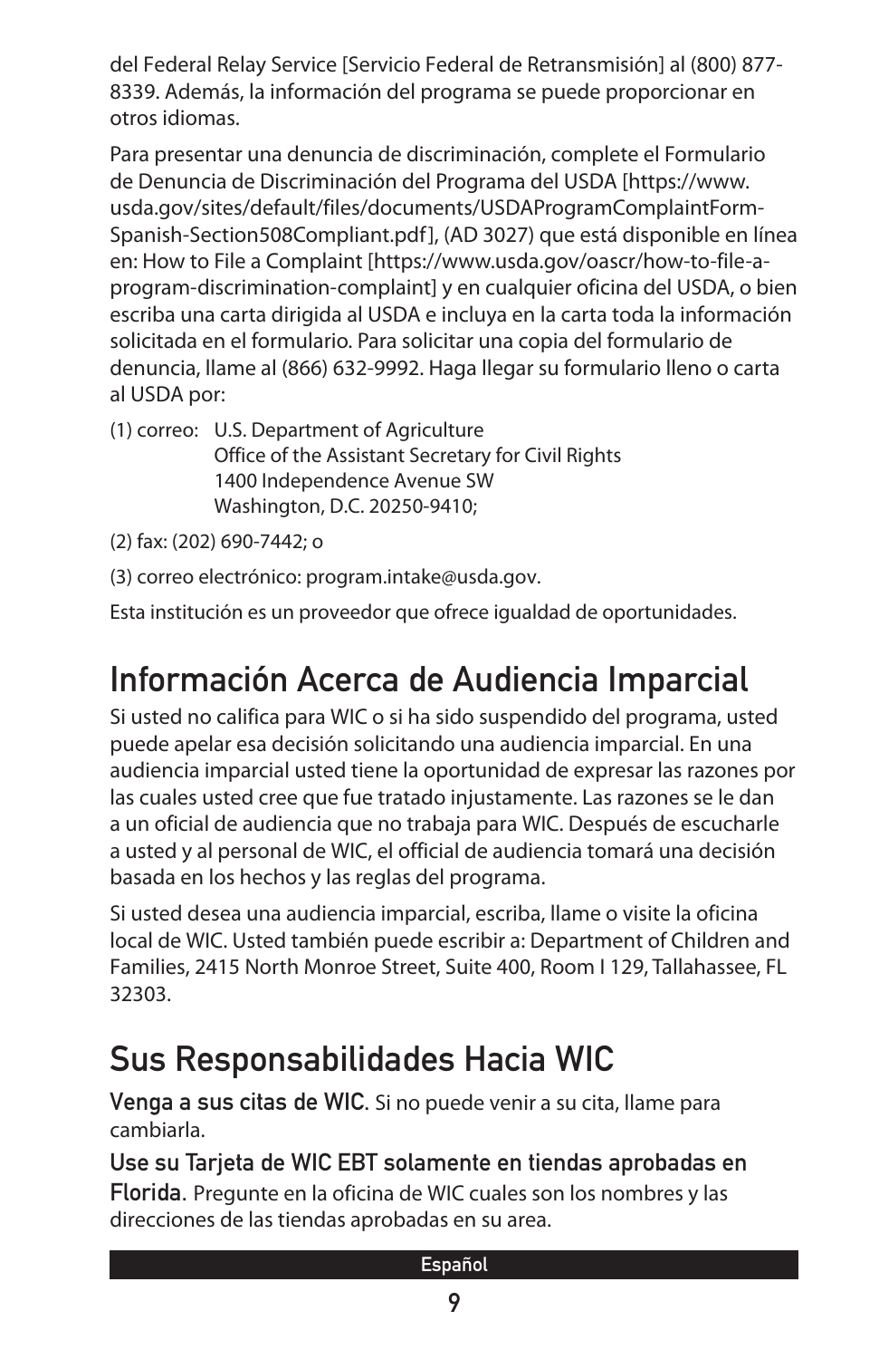del Federal Relay Service [Servicio Federal de Retransmisión] al (800) 877-8339. Además, la información del programa se puede proporcionar en otros idiomas.

Para presentar una denuncia de discriminación, complete el Formulario de Denuncia de Discriminación del Programa del USDA [https://www.usda.gov/sites/default/files/documents/USDAProgramComplaintForm-Spanish-Section508Compliant.pdf], (AD 3027) que está disponible en línea en: How to File a Complaint [https://www.usda.gov/oascr/how-to-file-a-program-discrimination-complaint] y en cualquier oficina del USDA, o bien escriba una carta dirigida al USDA e incluya en la carta toda la información solicitada en el formulario. Para solicitar una copia del formulario de denuncia, llame al (866) 632-9992. Haga llegar su formulario lleno o carta al USDA por:

(1) correo: U.S. Department of Agriculture
Office of the Assistant Secretary for Civil Rights
1400 Independence Avenue SW
Washington, D.C. 20250-9410;

(2) fax: (202) 690-7442; o

(3) correo electrónico: program.intake@usda.gov.

Esta institución es un proveedor que ofrece igualdad de oportunidades.

# Información Acerca de Audiencia Imparcial

Si usted no califica para WIC o si ha sido suspendido del programa, usted puede apelar esa decisión solicitando una audiencia imparcial. En una audiencia imparcial usted tiene la oportunidad de expresar las razones por las cuales usted cree que fue tratado injustamente. Las razones se le dan a un oficial de audiencia que no trabaja para WIC. Después de escucharle a usted y al personal de WIC, el official de audiencia tomará una decisión basada en los hechos y las reglas del programa.

Si usted desea una audiencia imparcial, escriba, llame o visite la oficina local de WIC. Usted también puede escribir a: Department of Children and Families, 2415 North Monroe Street, Suite 400, Room I 129, Tallahassee, FL 32303.

# Sus Responsabilidades Hacia WIC

**Venga a sus citas de WIC**. Si no puede venir a su cita, llame para cambiarla.

**Use su Tarjeta de WIC EBT solamente en tiendas aprobadas en Florida**. Pregunte en la oficina de WIC cuales son los nombres y las direcciones de las tiendas aprobadas en su area.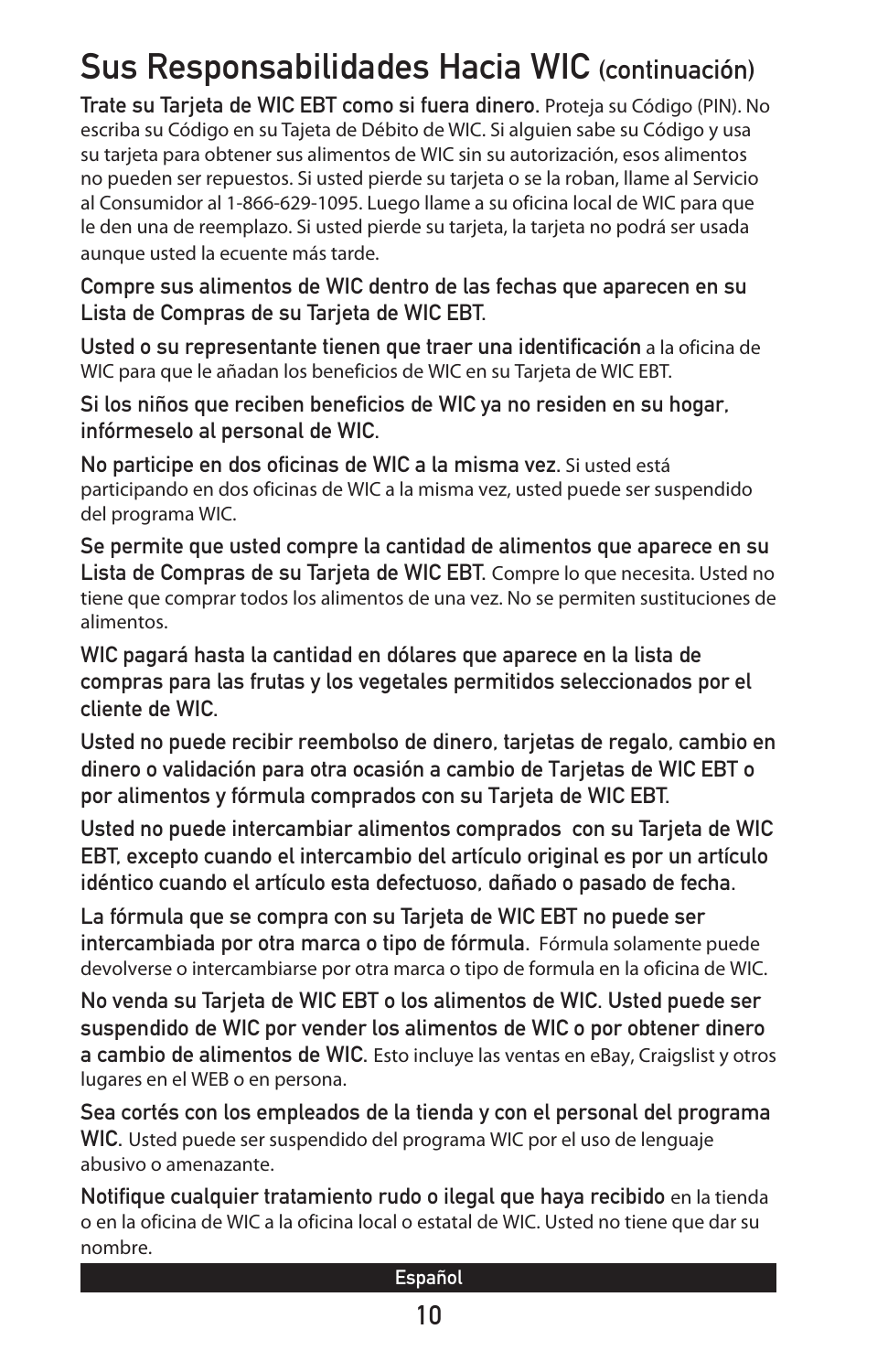# Sus Responsabilidades Hacia WIC (continuación)

**Trate su Tarjeta de WIC EBT como si fuera dinero.** Proteja su Código (PIN). No escriba su Código en su Tajeta de Débito de WIC. Si alguien sabe su Código y usa su tarjeta para obtener sus alimentos de WIC sin su autorización, esos alimentos no pueden ser repuestos. Si usted pierde su tarjeta o se la roban, llame al Servicio al Consumidor al 1-866-629-1095. Luego llame a su oficina local de WIC para que le den una de reemplazo. Si usted pierde su tarjeta, la tarjeta no podrá ser usada aunque usted la ecuente más tarde.

**Compre sus alimentos de WIC dentro de las fechas que aparecen en su Lista de Compras de su Tarjeta de WIC EBT.**

**Usted o su representante tienen que traer una identificación** a la oficina de WIC para que le añadan los beneficios de WIC en su Tarjeta de WIC EBT.

**Si los niños que reciben beneficios de WIC ya no residen en su hogar, infórmeselo al personal de WIC.**

**No participe en dos oficinas de WIC a la misma vez.** Si usted está participando en dos oficinas de WIC a la misma vez, usted puede ser suspendido del programa WIC.

**Se permite que usted compre la cantidad de alimentos que aparece en su Lista de Compras de su Tarjeta de WIC EBT.** Compre lo que necesita. Usted no tiene que comprar todos los alimentos de una vez. No se permiten sustituciones de alimentos.

**WIC pagará hasta la cantidad en dólares que aparece en la lista de compras para las frutas y los vegetales permitidos seleccionados por el cliente de WIC.**

**Usted no puede recibir reembolso de dinero, tarjetas de regalo, cambio en dinero o validación para otra ocasión a cambio de Tarjetas de WIC EBT o por alimentos y fórmula comprados con su Tarjeta de WIC EBT.**

**Usted no puede intercambiar alimentos comprados con su Tarjeta de WIC EBT, excepto cuando el intercambio del artículo original es por un artículo idéntico cuando el artículo esta defectuoso, dañado o pasado de fecha.**

**La fórmula que se compra con su Tarjeta de WIC EBT no puede ser intercambiada por otra marca o tipo de fórmula.** Fórmula solamente puede devolverse o intercambiarse por otra marca o tipo de formula en la oficina de WIC.

**No venda su Tarjeta de WIC EBT o los alimentos de WIC. Usted puede ser suspendido de WIC por vender los alimentos de WIC o por obtener dinero a cambio de alimentos de WIC.** Esto incluye las ventas en eBay, Craigslist y otros lugares en el WEB o en persona.

**Sea cortés con los empleados de la tienda y con el personal del programa WIC.** Usted puede ser suspendido del programa WIC por el uso de lenguaje abusivo o amenazante.

**Notifique cualquier tratamiento rudo o ilegal que haya recibido** en la tienda o en la oficina de WIC a la oficina local o estatal de WIC. Usted no tiene que dar su nombre.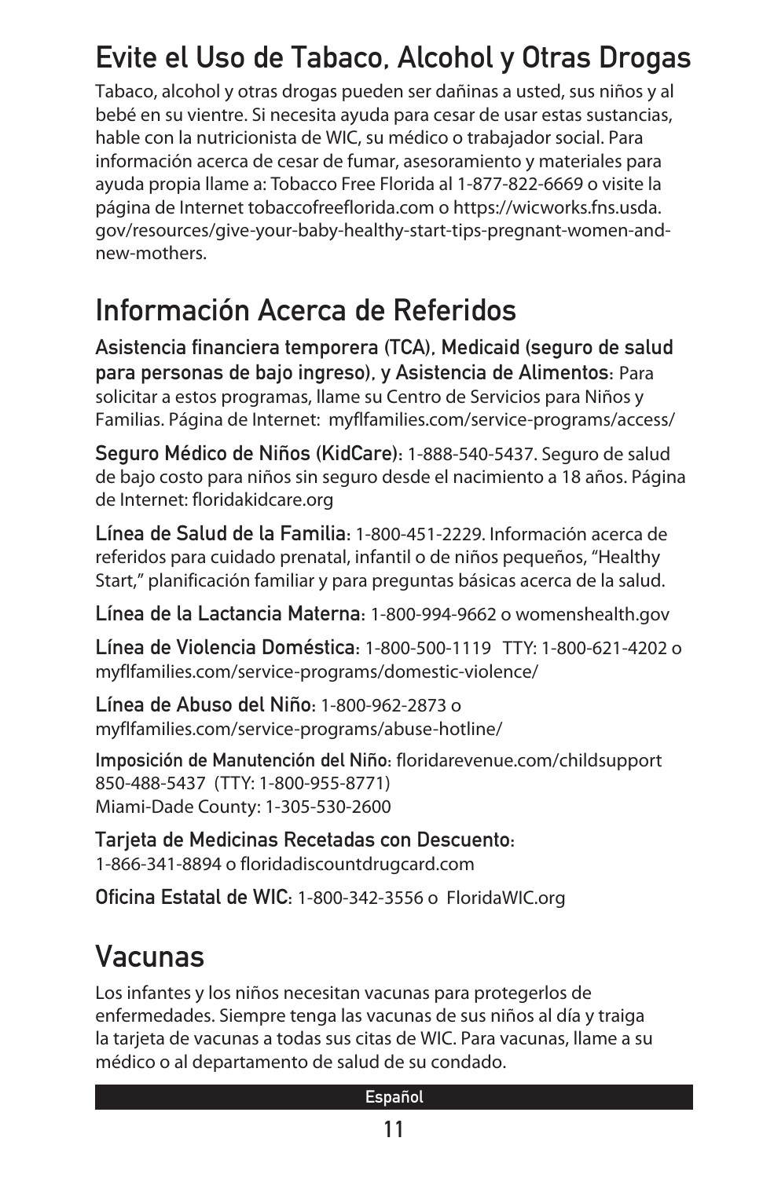# Evite el Uso de Tabaco, Alcohol y Otras Drogas

Tabaco, alcohol y otras drogas pueden ser dañinas a usted, sus niños y al bebé en su vientre. Si necesita ayuda para cesar de usar estas sustancias, hable con la nutricionista de WIC, su médico o trabajador social. Para información acerca de cesar de fumar, asesoramiento y materiales para ayuda propia llame a: Tobacco Free Florida al 1-877-822-6669 o visite la página de Internet tobaccofreeflorida.com o https://wicworks.fns.usda.gov/resources/give-your-baby-healthy-start-tips-pregnant-women-and-new-mothers.

# Información Acerca de Referidos

**Asistencia financiera temporera (TCA), Medicaid (seguro de salud para personas de bajo ingreso), y Asistencia de Alimentos:** Para solicitar a estos programas, llame su Centro de Servicios para Niños y Familias. Página de Internet: myflfamilies.com/service-programs/access/

**Seguro Médico de Niños (KidCare):** 1-888-540-5437. Seguro de salud de bajo costo para niños sin seguro desde el nacimiento a 18 años. Página de Internet: floridakidcare.org

**Línea de Salud de la Familia:** 1-800-451-2229. Información acerca de referidos para cuidado prenatal, infantil o de niños pequeños, "Healthy Start," planificación familiar y para preguntas básicas acerca de la salud.

**Línea de la Lactancia Materna:** 1-800-994-9662 o womenshealth.gov

**Línea de Violencia Doméstica:** 1-800-500-1119 TTY: 1-800-621-4202 o myflfamilies.com/service-programs/domestic-violence/

**Línea de Abuso del Niño:** 1-800-962-2873 o myflfamilies.com/service-programs/abuse-hotline/

**Imposición de Manutención del Niño:** floridarevenue.com/childsupport
850-488-5437 (TTY: 1-800-955-8771)
Miami-Dade County: 1-305-530-2600

**Tarjeta de Medicinas Recetadas con Descuento:**
1-866-341-8894 o floridadiscountdrugcard.com

**Oficina Estatal de WIC:** 1-800-342-3556 o FloridaWIC.org

# Vacunas

Los infantes y los niños necesitan vacunas para protegerlos de enfermedades. Siempre tenga las vacunas de sus niños al día y traiga la tarjeta de vacunas a todas sus citas de WIC. Para vacunas, llame a su médico o al departamento de salud de su condado.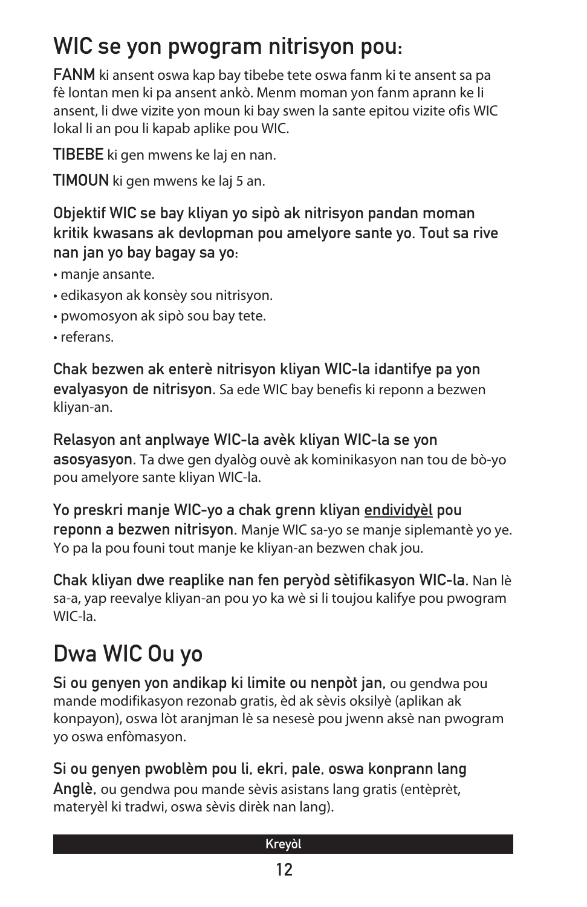# WIC se yon pwogram nitrisyon pou:

**FANM** ki ansent oswa kap bay tibebe tete oswa fanm ki te ansent sa pa fè lontan men ki pa ansent ankò. Menm moman yon fanm aprann ke li ansent, li dwe vizite yon moun ki bay swen la sante epitou vizite ofis WIC lokal li an pou li kapab aplike pou WIC.

**TIBEBE** ki gen mwens ke laj en nan.

**TIMOUN** ki gen mwens ke laj 5 an.

**Objektif WIC se bay kliyan yo sipò ak nitrisyon pandan moman kritik kwasans ak devlopman pou amelyore sante yo. Tout sa rive nan jan yo bay bagay sa yo:**

- manje ansante.
- edikasyon ak konsèy sou nitrisyon.
- pwomosyon ak sipò sou bay tete.
- referans.

**Chak bezwen ak enterè nitrisyon kliyan WIC-la idantifye pa yon evalyasyon de nitrisyon.** Sa ede WIC bay benefis ki reponn a bezwen kliyan-an.

**Relasyon ant anplwaye WIC-la avèk kliyan WIC-la se yon asosyasyon.** Ta dwe gen dyalòg ouvè ak kominikasyon nan tou de bò-yo pou amelyore sante kliyan WIC-la.

**Yo preskri manje WIC-yo a chak grenn kliyan endividyèl pou reponn a bezwen nitrisyon.** Manje WIC sa-yo se manje siplemantè yo ye. Yo pa la pou founi tout manje ke kliyan-an bezwen chak jou.

**Chak kliyan dwe reaplike nan fen peryòd sètifikasyon WIC-la.** Nan lè sa-a, yap reevalye kliyan-an pou yo ka wè si li toujou kalifye pou pwogram WIC-la.

# Dwa WIC Ou yo

**Si ou genyen yon andikap ki limite ou nenpòt jan,** ou gendwa pou mande modifikasyon rezonab gratis, èd ak sèvis oksilyè (aplikan ak konpayon), oswa lòt aranjman lè sa nesesè pou jwenn aksè nan pwogram yo oswa enfòmasyon.

**Si ou genyen pwoblèm pou li, ekri, pale, oswa konprann lang Anglè,** ou gendwa pou mande sèvis asistans lang gratis (entèprèt, materyèl ki tradwi, oswa sèvis dirèk nan lang).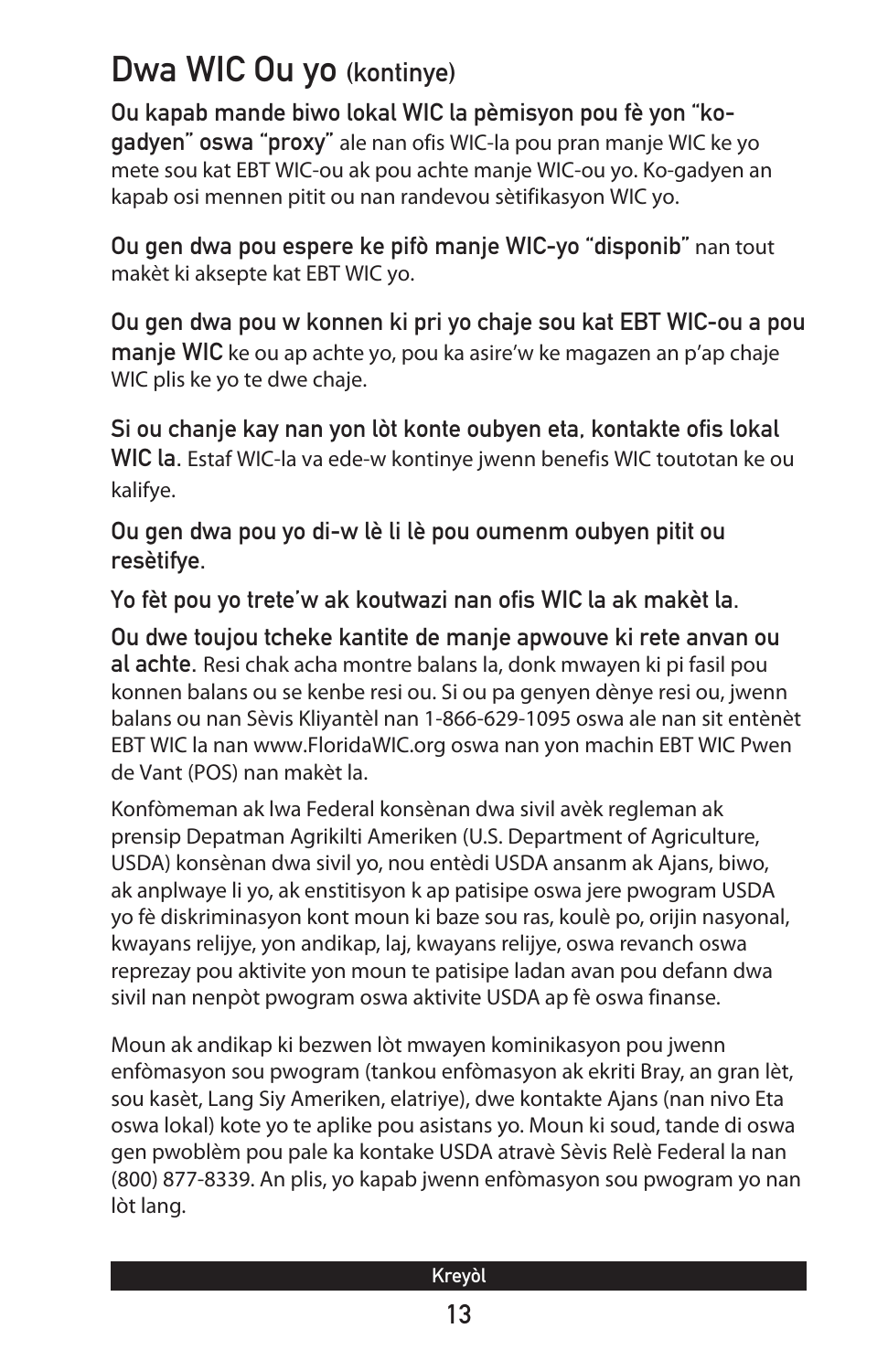# Dwa WIC Ou yo (kontinye)

**Ou kapab mande biwo lokal WIC la pèmisyon pou fè yon "ko-gadyen" oswa "proxy"** ale nan ofis WIC-la pou pran manje WIC ke yo mete sou kat EBT WIC-ou ak pou achte manje WIC-ou yo. Ko-gadyen an kapab osi mennen pitit ou nan randevou sètifikasyon WIC yo.

**Ou gen dwa pou espere ke pifò manje WIC-yo "disponib"** nan tout makèt ki aksepte kat EBT WIC yo.

**Ou gen dwa pou w konnen ki pri yo chaje sou kat EBT WIC-ou a pou manje WIC** ke ou ap achte yo, pou ka asire'w ke magazen an p'ap chaje WIC plis ke yo te dwe chaje.

**Si ou chanje kay nan yon lòt konte oubyen eta, kontakte ofis lokal WIC la.** Estaf WIC-la va ede-w kontinye jwenn benefis WIC toutotan ke ou kalifye.

**Ou gen dwa pou yo di-w lè li lè pou oumenm oubyen pitit ou resètifye**.

**Yo fèt pou yo trete'w ak koutwazi nan ofis WIC la ak makèt la**.

**Ou dwe toujou tcheke kantite de manje apwouve ki rete anvan ou al achte.** Resi chak acha montre balans la, donk mwayen ki pi fasil pou konnen balans ou se kenbe resi ou. Si ou pa genyen dènye resi ou, jwenn balans ou nan Sèvis Kliyantèl nan 1-866-629-1095 oswa ale nan sit entènèt EBT WIC la nan www.FloridaWIC.org oswa nan yon machin EBT WIC Pwen de Vant (POS) nan makèt la.

Konfòmeman ak lwa Federal konsènan dwa sivil avèk regleman ak prensip Depatman Agrikilti Ameriken (U.S. Department of Agriculture, USDA) konsènan dwa sivil yo, nou entèdi USDA ansanm ak Ajans, biwo, ak anplwaye li yo, ak enstitisyon k ap patisipe oswa jere pwogram USDA yo fè diskriminasyon kont moun ki baze sou ras, koulè po, orijin nasyonal, kwayans relijye, yon andikap, laj, kwayans relijye, oswa revanch oswa reprezay pou aktivite yon moun te patisipe ladan avan pou defann dwa sivil nan nenpòt pwogram oswa aktivite USDA ap fè oswa finanse.

Moun ak andikap ki bezwen lòt mwayen kominikasyon pou jwenn enfòmasyon sou pwogram (tankou enfòmasyon ak ekriti Bray, an gran lèt, sou kasèt, Lang Siy Ameriken, elatriye), dwe kontakte Ajans (nan nivo Eta oswa lokal) kote yo te aplike pou asistans yo. Moun ki soud, tande di oswa gen pwoblèm pou pale ka kontake USDA atravè Sèvis Relè Federal la nan (800) 877-8339. An plis, yo kapab jwenn enfòmasyon sou pwogram yo nan lòt lang.

Kreyòl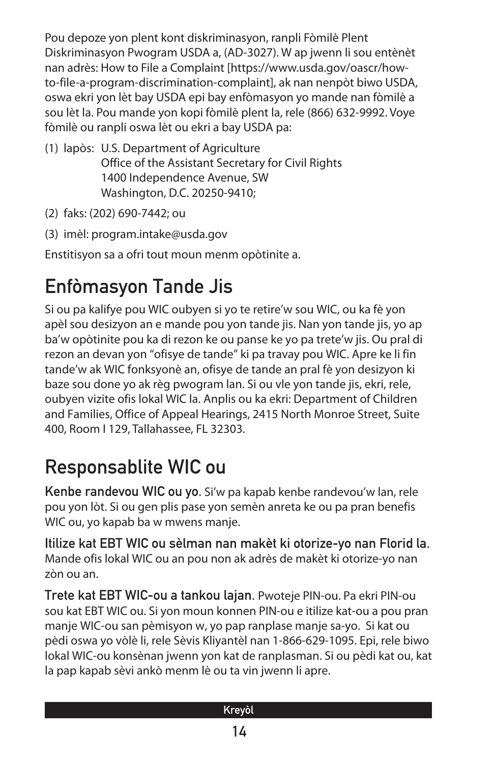Pou depoze yon plent kont diskriminasyon, ranpli Fòmilè Plent Diskriminasyon Pwogram USDA a, (AD-3027). W ap jwenn li sou entènèt nan adrès: How to File a Complaint [https://www.usda.gov/oascr/how-to-file-a-program-discrimination-complaint], ak nan nenpòt biwo USDA, oswa ekri yon lèt bay USDA epi bay enfòmasyon yo mande nan fòmilè a sou lèt la. Pou mande yon kopi fòmilè plent la, rele (866) 632-9992. Voye fòmilè ou ranpli oswa lèt ou ekri a bay USDA pa:

(1) lapòs: U.S. Department of Agriculture
Office of the Assistant Secretary for Civil Rights
1400 Independence Avenue, SW
Washington, D.C. 20250-9410;

(2) faks: (202) 690-7442; ou

(3) imèl: program.intake@usda.gov

Enstitisyon sa a ofri tout moun menm opòtinite a.

# Enfòmasyon Tande Jis

Si ou pa kalifye pou WIC oubyen si yo te retire'w sou WIC, ou ka fè yon apèl sou desizyon an e mande pou yon tande jis. Nan yon tande jis, yo ap ba'w opòtinite pou ka di rezon ke ou panse ke yo pa trete'w jis. Ou pral di rezon an devan yon "ofisye de tande" ki pa travay pou WIC. Apre ke li fin tande'w ak WIC fonksyonè an, ofisye de tande an pral fè yon desizyon ki baze sou done yo ak règ pwogram lan. Si ou vle yon tande jis, ekri, rele, oubyen vizite ofis lokal WIC la. Anplis ou ka ekri: Department of Children and Families, Office of Appeal Hearings, 2415 North Monroe Street, Suite 400, Room I 129, Tallahassee, FL 32303.

# Responsablite WIC ou

**Kenbe randevou WIC ou yo**. Si'w pa kapab kenbe randevou'w lan, rele pou yon lòt. Si ou gen plis pase yon semèn anreta ke ou pa pran benefis WIC ou, yo kapab ba w mwens manje.

**Itilize kat EBT WIC ou sèlman nan makèt ki otorize-yo nan Florid la**. Mande ofis lokal WIC ou an pou non ak adrès de makèt ki otorize-yo nan zòn ou an.

**Trete kat EBT WIC-ou a tankou lajan**. Pwoteje PIN-ou. Pa ekri PIN-ou sou kat EBT WIC ou. Si yon moun konnen PIN-ou e itilize kat-ou a pou pran manje WIC-ou san pèmisyon w, yo pap ranplase manje sa-yo. Si kat ou pèdi oswa yo vòlè li, rele Sèvis Kliyantèl nan 1-866-629-1095. Epi, rele biwo lokal WIC-ou konsènan jwenn yon kat de ranplasman. Si ou pèdi kat ou, kat la pap kapab sèvi ankò menm lè ou ta vin jwenn li apre.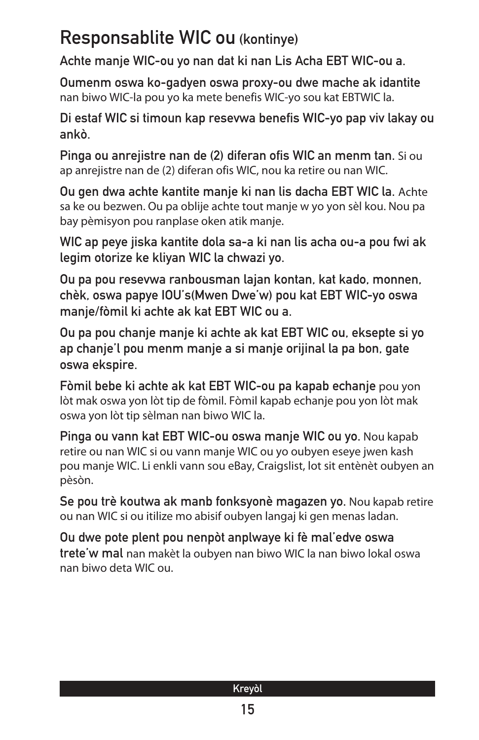# Responsablite WIC ou (kontinye)

**Achte manje WIC-ou yo nan dat ki nan Lis Acha EBT WIC-ou a.**

**Oumenm oswa ko-gadyen oswa proxy-ou dwe mache ak idantite** nan biwo WIC-la pou yo ka mete benefis WIC-yo sou kat EBTWIC la.

**Di estaf WIC si timoun kap resevwa benefis WIC-yo pap viv lakay ou ankò.**

**Pinga ou anrejistre nan de (2) diferan ofis WIC an menm tan.** Si ou ap anrejistre nan de (2) diferan ofis WIC, nou ka retire ou nan WIC.

**Ou gen dwa achte kantite manje ki nan lis dacha EBT WIC la.** Achte sa ke ou bezwen. Ou pa oblije achte tout manje w yo yon sèl kou. Nou pa bay pèmisyon pou ranplase oken atik manje.

**WIC ap peye jiska kantite dola sa-a ki nan lis acha ou-a pou fwi ak legim otorize ke kliyan WIC la chwazi yo.**

**Ou pa pou resevwa ranbousman lajan kontan, kat kado, monnen, chèk, oswa papye IOU's(Mwen Dwe'w) pou kat EBT WIC-yo oswa manje/fòmil ki achte ak kat EBT WIC ou a.**

**Ou pa pou chanje manje ki achte ak kat EBT WIC ou, eksepte si yo ap chanje'l pou menm manje a si manje orijinal la pa bon, gate oswa ekspire.**

**Fòmil bebe ki achte ak kat EBT WIC-ou pa kapab echanje** pou yon lòt mak oswa yon lòt tip de fòmil. Fòmil kapab echanje pou yon lòt mak oswa yon lòt tip sèlman nan biwo WIC la.

**Pinga ou vann kat EBT WIC-ou oswa manje WIC ou yo.** Nou kapab retire ou nan WIC si ou vann manje WIC ou yo oubyen eseye jwen kash pou manje WIC. Li enkli vann sou eBay, Craigslist, lot sit entènèt oubyen an pèsòn.

**Se pou trè koutwa ak manb fonksyonè magazen yo.** Nou kapab retire ou nan WIC si ou itilize mo abisif oubyen langaj ki gen menas ladan.

**Ou dwe pote plent pou nenpòt anplwaye ki fè mal'edve oswa trete'w mal** nan makèt la oubyen nan biwo WIC la nan biwo lokal oswa nan biwo deta WIC ou.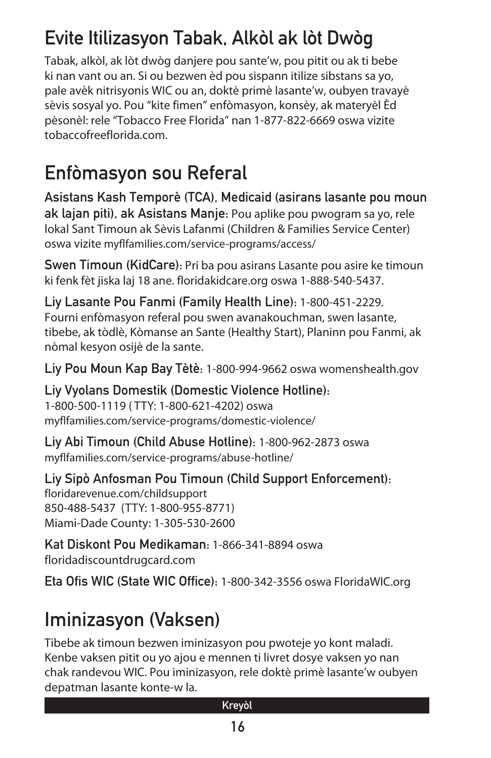# Evite Itilizasyon Tabak, Alkòl ak lòt Dwòg

Tabak, alkòl, ak lòt dwòg danjere pou sante'w, pou pitit ou ak ti bebe ki nan vant ou an. Si ou bezwen èd pou sispann itilize sibstans sa yo, pale avèk nitrisyonis WIC ou an, doktè primè lasante'w, oubyen travayè sèvis sosyal yo. Pou "kite fimen" enfòmasyon, konsèy, ak materyèl Èd pèsonèl: rele "Tobacco Free Florida" nan 1-877-822-6669 oswa vizite tobaccofreeflorida.com.

# Enfòmasyon sou Referal

**Asistans Kash Temporè (TCA), Medicaid (asirans lasante pou moun ak lajan piti), ak Asistans Manje:** Pou aplike pou pwogram sa yo, rele lokal Sant Timoun ak Sèvis Lafanmi (Children & Families Service Center) oswa vizite myflfamilies.com/service-programs/access/

**Swen Timoun (KidCare):** Pri ba pou asirans Lasante pou asire ke timoun ki fenk fèt jiska laj 18 ane. floridakidcare.org oswa 1-888-540-5437.

**Liy Lasante Pou Fanmi (Family Health Line):** 1-800-451-2229. Fourni enfòmasyon referal pou swen avanakouchman, swen lasante, tibebe, ak tòdlè, Kòmanse an Sante (Healthy Start), Planinn pou Fanmi, ak nòmal kesyon osijè de la sante.

**Liy Pou Moun Kap Bay Tètè:** 1-800-994-9662 oswa womenshealth.gov

**Liy Vyolans Domestik (Domestic Violence Hotline):** 1-800-500-1119 ( TTY: 1-800-621-4202) oswa myflfamilies.com/service-programs/domestic-violence/

**Liy Abi Timoun (Child Abuse Hotline):** 1-800-962-2873 oswa myflfamilies.com/service-programs/abuse-hotline/

**Liy Sipò Anfosman Pou Timoun (Child Support Enforcement):**
floridarevenue.com/childsupport
850-488-5437 (TTY: 1-800-955-8771)
Miami-Dade County: 1-305-530-2600

**Kat Diskont Pou Medikaman:** 1-866-341-8894 oswa floridadiscountdrugcard.com

**Eta Ofis WIC (State WIC Office):** 1-800-342-3556 oswa FloridaWIC.org

# Iminizasyon (Vaksen)

Tibebe ak timoun bezwen iminizasyon pou pwoteje yo kont maladi. Kenbe vaksen pitit ou yo ajou e mennen ti livret dosye vaksen yo nan chak randevou WIC. Pou iminizasyon, rele doktè primè lasante'w oubyen depatman lasante konte-w la.